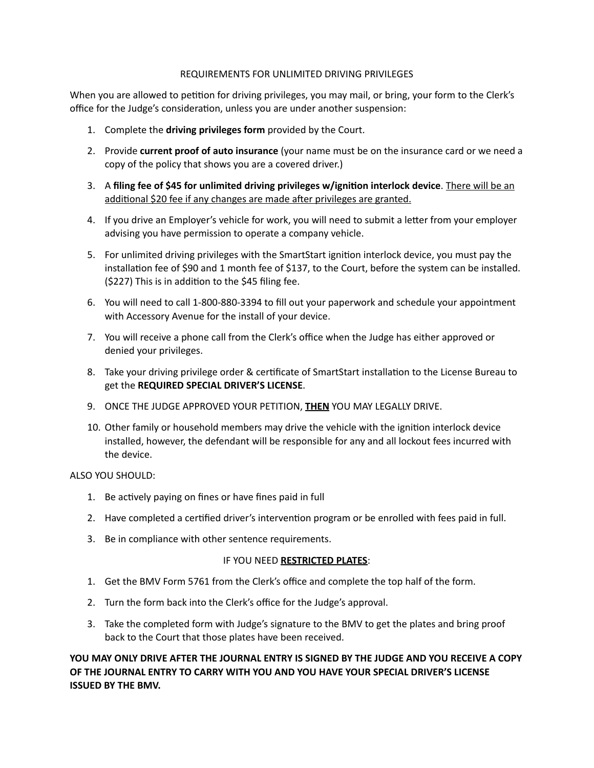# REQUIREMENTS FOR UNLIMITED DRIVING PRIVILEGES

When you are allowed to petition for driving privileges, you may mail, or bring, your form to the Clerk's office for the Judge's consideration, unless you are under another suspension:

1. Complete the **driving privileges form** provided by the Court.
2. Provide **current proof of auto insurance** (your name must be on the insurance card or we need a copy of the policy that shows you are a covered driver.)
3. A **filing fee of $45 for unlimited driving privileges w/ignition interlock device**. <u>There will be an additional $20 fee if any changes are made after privileges are granted.</u>
4. If you drive an Employer's vehicle for work, you will need to submit a letter from your employer advising you have permission to operate a company vehicle.
5. For unlimited driving privileges with the SmartStart ignition interlock device, you must pay the installation fee of $90 and 1 month fee of $137, to the Court, before the system can be installed. ($227) This is in addition to the $45 filing fee.
6. You will need to call 1-800-880-3394 to fill out your paperwork and schedule your appointment with Accessory Avenue for the install of your device.
7. You will receive a phone call from the Clerk's office when the Judge has either approved or denied your privileges.
8. Take your driving privilege order & certificate of SmartStart installation to the License Bureau to get the **REQUIRED SPECIAL DRIVER'S LICENSE**.
9. ONCE THE JUDGE APPROVED YOUR PETITION, <u>**THEN**</u> YOU MAY LEGALLY DRIVE.
10. Other family or household members may drive the vehicle with the ignition interlock device installed, however, the defendant will be responsible for any and all lockout fees incurred with the device.

ALSO YOU SHOULD:

1. Be actively paying on fines or have fines paid in full
2. Have completed a certified driver's intervention program or be enrolled with fees paid in full.
3. Be in compliance with other sentence requirements.

IF YOU NEED <u>**RESTRICTED PLATES**</u>:

1. Get the BMV Form 5761 from the Clerk's office and complete the top half of the form.
2. Turn the form back into the Clerk's office for the Judge's approval.
3. Take the completed form with Judge's signature to the BMV to get the plates and bring proof back to the Court that those plates have been received.

**YOU MAY ONLY DRIVE AFTER THE JOURNAL ENTRY IS SIGNED BY THE JUDGE AND YOU RECEIVE A COPY OF THE JOURNAL ENTRY TO CARRY WITH YOU AND YOU HAVE YOUR SPECIAL DRIVER'S LICENSE ISSUED BY THE BMV.**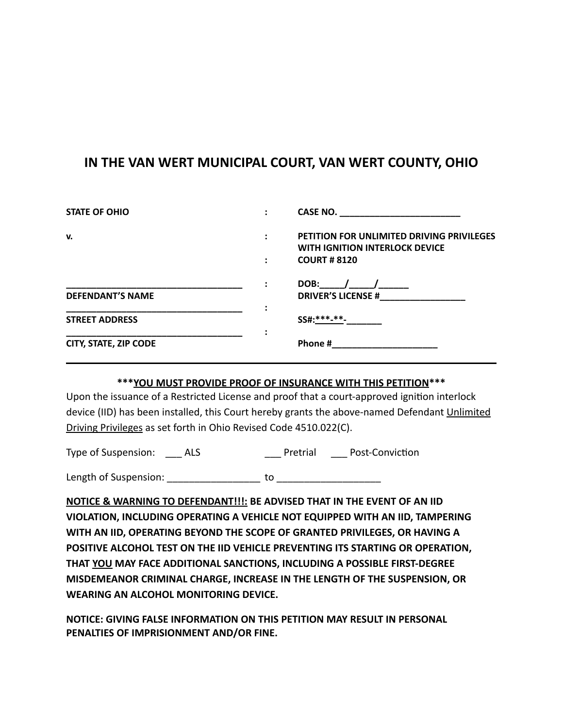# IN THE VAN WERT MUNICIPAL COURT, VAN WERT COUNTY, OHIO

| | | |
|---|---|---|
| **STATE OF OHIO** | : | **CASE NO. ________________________** |
| **v.** | : | **PETITION FOR UNLIMITED DRIVING PRIVILEGES WITH IGNITION INTERLOCK DEVICE** |
| | : | **COURT # 8120** |
| **___________________________________** | : | **DOB:_____/_____/______** |
| **DEFENDANT'S NAME** | | **DRIVER'S LICENSE #_________________** |
| **___________________________________** | : | |
| **STREET ADDRESS** | | **SS#:\*\*\*-\*\*-_______** |
| **___________________________________** | : | |
| **CITY, STATE, ZIP CODE** | | **Phone #_____________________** |

---

**\*\*\*<u>YOU MUST PROVIDE PROOF OF INSURANCE WITH THIS PETITION</u>\*\*\***

Upon the issuance of a Restricted License and proof that a court-approved ignition interlock device (IID) has been installed, this Court hereby grants the above-named Defendant <u>Unlimited Driving Privileges</u> as set forth in Ohio Revised Code 4510.022(C).

Type of Suspension: ___ ALS ___ Pretrial ___ Post-Conviction

Length of Suspension: _________________ to ___________________

**<u>NOTICE & WARNING TO DEFENDANT!!!:</u> BE ADVISED THAT IN THE EVENT OF AN IID VIOLATION, INCLUDING OPERATING A VEHICLE NOT EQUIPPED WITH AN IID, TAMPERING WITH AN IID, OPERATING BEYOND THE SCOPE OF GRANTED PRIVILEGES, OR HAVING A POSITIVE ALCOHOL TEST ON THE IID VEHICLE PREVENTING ITS STARTING OR OPERATION, THAT <u>YOU</u> MAY FACE ADDITIONAL SANCTIONS, INCLUDING A POSSIBLE FIRST-DEGREE MISDEMEANOR CRIMINAL CHARGE, INCREASE IN THE LENGTH OF THE SUSPENSION, OR WEARING AN ALCOHOL MONITORING DEVICE.**

**NOTICE: GIVING FALSE INFORMATION ON THIS PETITION MAY RESULT IN PERSONAL PENALTIES OF IMPRISIONMENT AND/OR FINE.**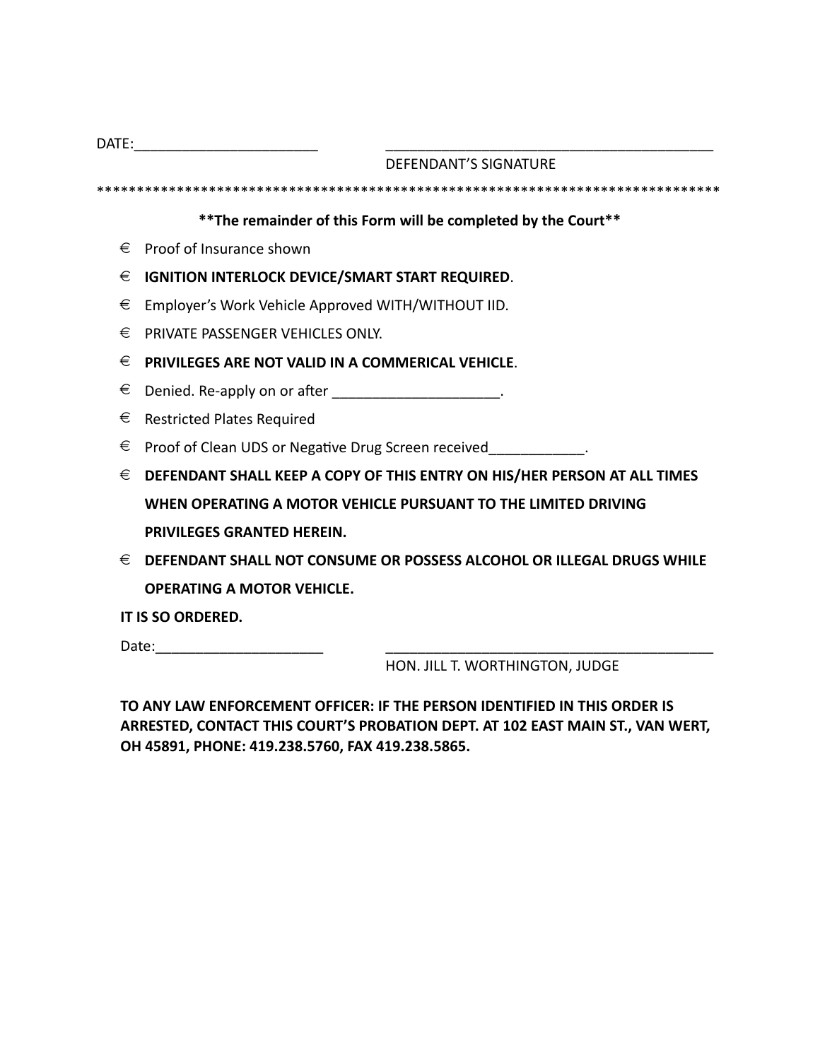DATE:_______________________ _________________________________________

DEFENDANT'S SIGNATURE

*******************************************************************************

**The remainder of this Form will be completed by the Court**

- € Proof of Insurance shown
- € **IGNITION INTERLOCK DEVICE/SMART START REQUIRED**.
- € Employer's Work Vehicle Approved WITH/WITHOUT IID.
- € PRIVATE PASSENGER VEHICLES ONLY.
- € **PRIVILEGES ARE NOT VALID IN A COMMERICAL VEHICLE**.
- € Denied. Re-apply on or after _____________________.
- € Restricted Plates Required
- € Proof of Clean UDS or Negative Drug Screen received____________.
- € **DEFENDANT SHALL KEEP A COPY OF THIS ENTRY ON HIS/HER PERSON AT ALL TIMES WHEN OPERATING A MOTOR VEHICLE PURSUANT TO THE LIMITED DRIVING PRIVILEGES GRANTED HEREIN.**
- € **DEFENDANT SHALL NOT CONSUME OR POSSESS ALCOHOL OR ILLEGAL DRUGS WHILE OPERATING A MOTOR VEHICLE.**

**IT IS SO ORDERED.**

Date:_____________________ __________________________________________

HON. JILL T. WORTHINGTON, JUDGE

**TO ANY LAW ENFORCEMENT OFFICER: IF THE PERSON IDENTIFIED IN THIS ORDER IS ARRESTED, CONTACT THIS COURT'S PROBATION DEPT. AT 102 EAST MAIN ST., VAN WERT, OH 45891, PHONE: 419.238.5760, FAX 419.238.5865.**